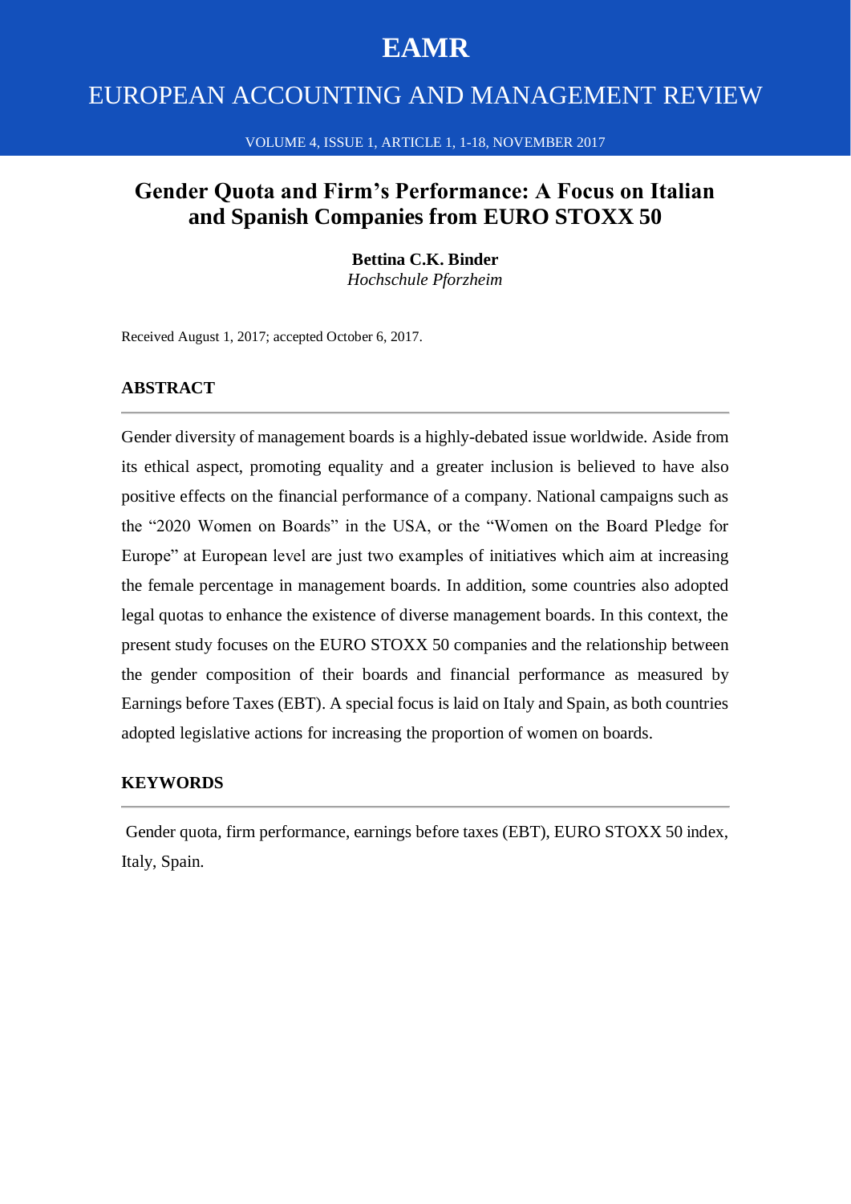# EAMR

## EUROPEAN ACCOUNTING AND MANAGEMENT REVIEW

# Gender Quota and Firm's Performance: A Focus on Italian and Spanish Companies from EURO STOXX 50

**Bettina C.K. Binder**
*Hochschule Pforzheim*

Received August 1, 2017; accepted October 6, 2017.

### ABSTRACT

Gender diversity of management boards is a highly-debated issue worldwide. Aside from its ethical aspect, promoting equality and a greater inclusion is believed to have also positive effects on the financial performance of a company. National campaigns such as the "2020 Women on Boards" in the USA, or the "Women on the Board Pledge for Europe" at European level are just two examples of initiatives which aim at increasing the female percentage in management boards. In addition, some countries also adopted legal quotas to enhance the existence of diverse management boards. In this context, the present study focuses on the EURO STOXX 50 companies and the relationship between the gender composition of their boards and financial performance as measured by Earnings before Taxes (EBT). A special focus is laid on Italy and Spain, as both countries adopted legislative actions for increasing the proportion of women on boards.

### KEYWORDS

Gender quota, firm performance, earnings before taxes (EBT), EURO STOXX 50 index, Italy, Spain.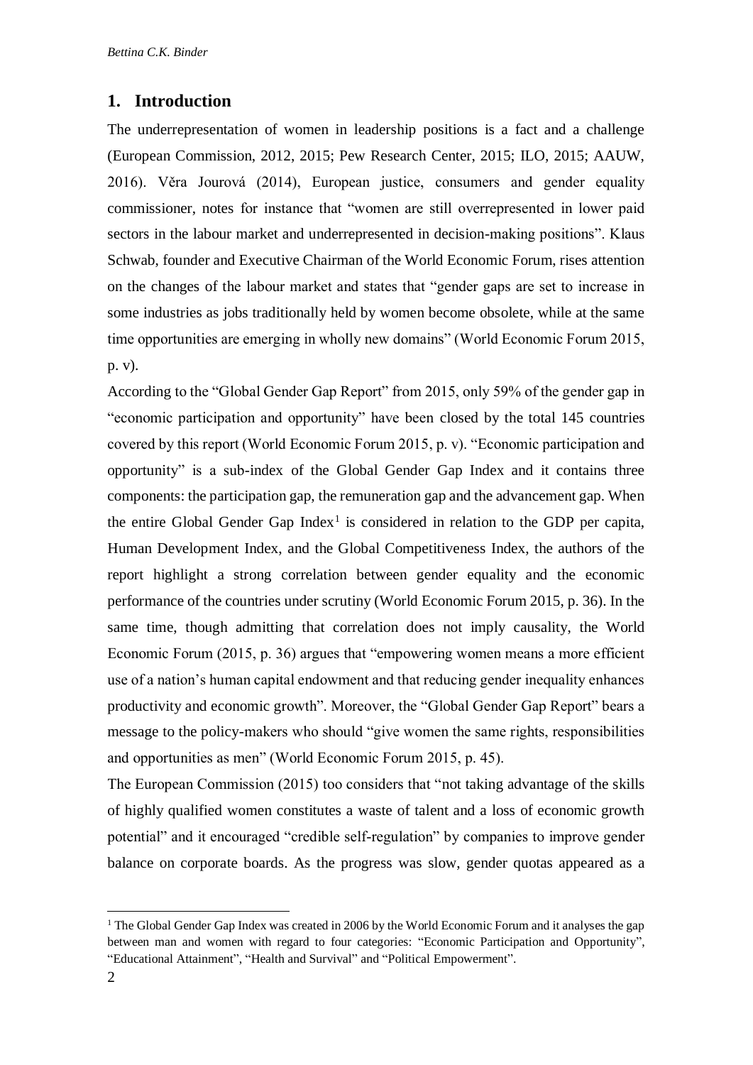## 1. Introduction

The underrepresentation of women in leadership positions is a fact and a challenge (European Commission, 2012, 2015; Pew Research Center, 2015; ILO, 2015; AAUW, 2016). Věra Jourová (2014), European justice, consumers and gender equality commissioner, notes for instance that "women are still overrepresented in lower paid sectors in the labour market and underrepresented in decision-making positions". Klaus Schwab, founder and Executive Chairman of the World Economic Forum, rises attention on the changes of the labour market and states that "gender gaps are set to increase in some industries as jobs traditionally held by women become obsolete, while at the same time opportunities are emerging in wholly new domains" (World Economic Forum 2015, p. v).

According to the "Global Gender Gap Report" from 2015, only 59% of the gender gap in "economic participation and opportunity" have been closed by the total 145 countries covered by this report (World Economic Forum 2015, p. v). "Economic participation and opportunity" is a sub-index of the Global Gender Gap Index and it contains three components: the participation gap, the remuneration gap and the advancement gap. When the entire Global Gender Gap Index[1] is considered in relation to the GDP per capita, Human Development Index, and the Global Competitiveness Index, the authors of the report highlight a strong correlation between gender equality and the economic performance of the countries under scrutiny (World Economic Forum 2015, p. 36). In the same time, though admitting that correlation does not imply causality, the World Economic Forum (2015, p. 36) argues that "empowering women means a more efficient use of a nation's human capital endowment and that reducing gender inequality enhances productivity and economic growth". Moreover, the "Global Gender Gap Report" bears a message to the policy-makers who should "give women the same rights, responsibilities and opportunities as men" (World Economic Forum 2015, p. 45).

The European Commission (2015) too considers that "not taking advantage of the skills of highly qualified women constitutes a waste of talent and a loss of economic growth potential" and it encouraged "credible self-regulation" by companies to improve gender balance on corporate boards. As the progress was slow, gender quotas appeared as a

[1] The Global Gender Gap Index was created in 2006 by the World Economic Forum and it analyses the gap between man and women with regard to four categories: "Economic Participation and Opportunity", "Educational Attainment", "Health and Survival" and "Political Empowerment".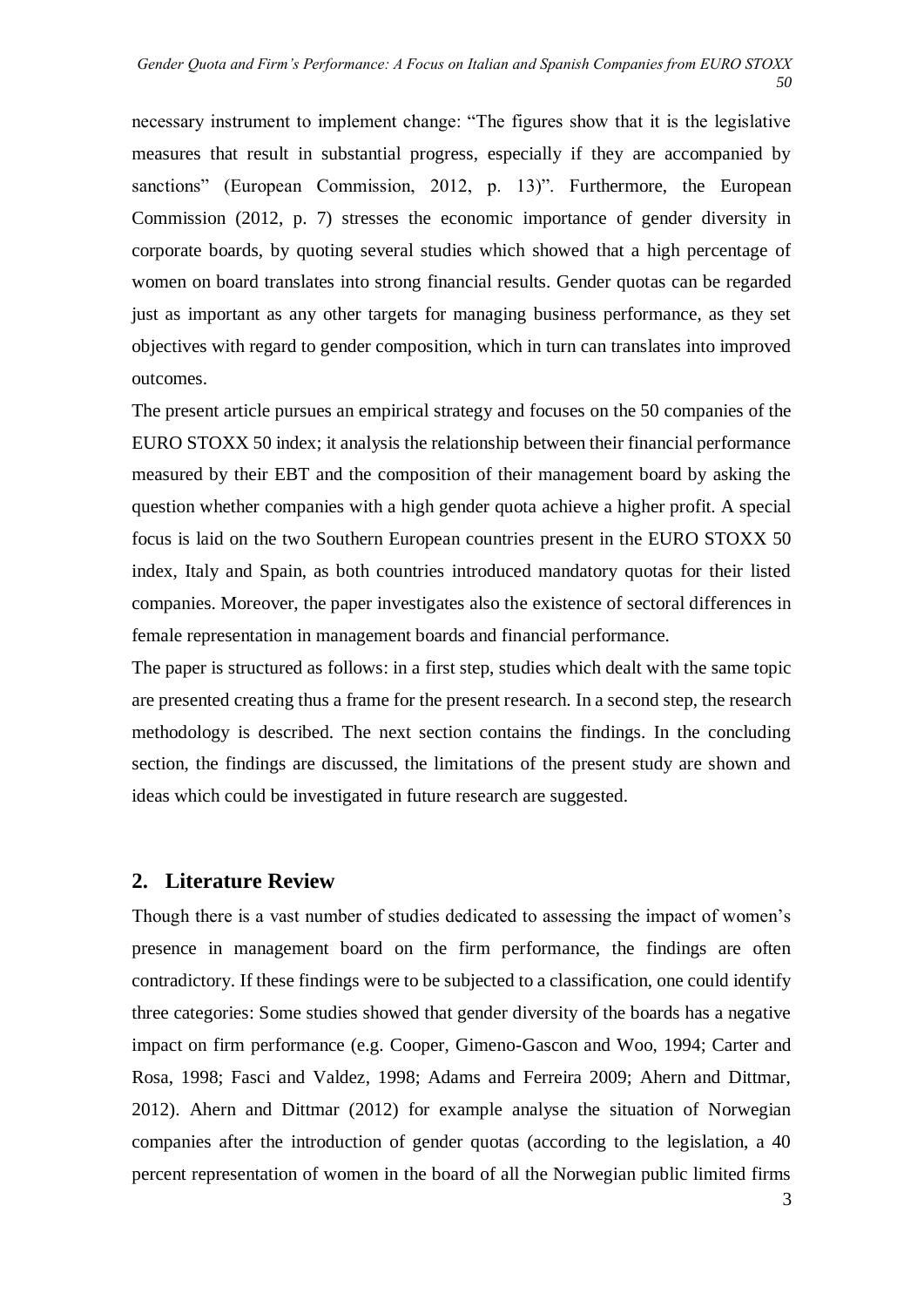necessary instrument to implement change: "The figures show that it is the legislative measures that result in substantial progress, especially if they are accompanied by sanctions" (European Commission, 2012, p. 13)". Furthermore, the European Commission (2012, p. 7) stresses the economic importance of gender diversity in corporate boards, by quoting several studies which showed that a high percentage of women on board translates into strong financial results. Gender quotas can be regarded just as important as any other targets for managing business performance, as they set objectives with regard to gender composition, which in turn can translates into improved outcomes.

The present article pursues an empirical strategy and focuses on the 50 companies of the EURO STOXX 50 index; it analysis the relationship between their financial performance measured by their EBT and the composition of their management board by asking the question whether companies with a high gender quota achieve a higher profit. A special focus is laid on the two Southern European countries present in the EURO STOXX 50 index, Italy and Spain, as both countries introduced mandatory quotas for their listed companies. Moreover, the paper investigates also the existence of sectoral differences in female representation in management boards and financial performance.

The paper is structured as follows: in a first step, studies which dealt with the same topic are presented creating thus a frame for the present research. In a second step, the research methodology is described. The next section contains the findings. In the concluding section, the findings are discussed, the limitations of the present study are shown and ideas which could be investigated in future research are suggested.

## 2. Literature Review

Though there is a vast number of studies dedicated to assessing the impact of women's presence in management board on the firm performance, the findings are often contradictory. If these findings were to be subjected to a classification, one could identify three categories: Some studies showed that gender diversity of the boards has a negative impact on firm performance (e.g. Cooper, Gimeno-Gascon and Woo, 1994; Carter and Rosa, 1998; Fasci and Valdez, 1998; Adams and Ferreira 2009; Ahern and Dittmar, 2012). Ahern and Dittmar (2012) for example analyse the situation of Norwegian companies after the introduction of gender quotas (according to the legislation, a 40 percent representation of women in the board of all the Norwegian public limited firms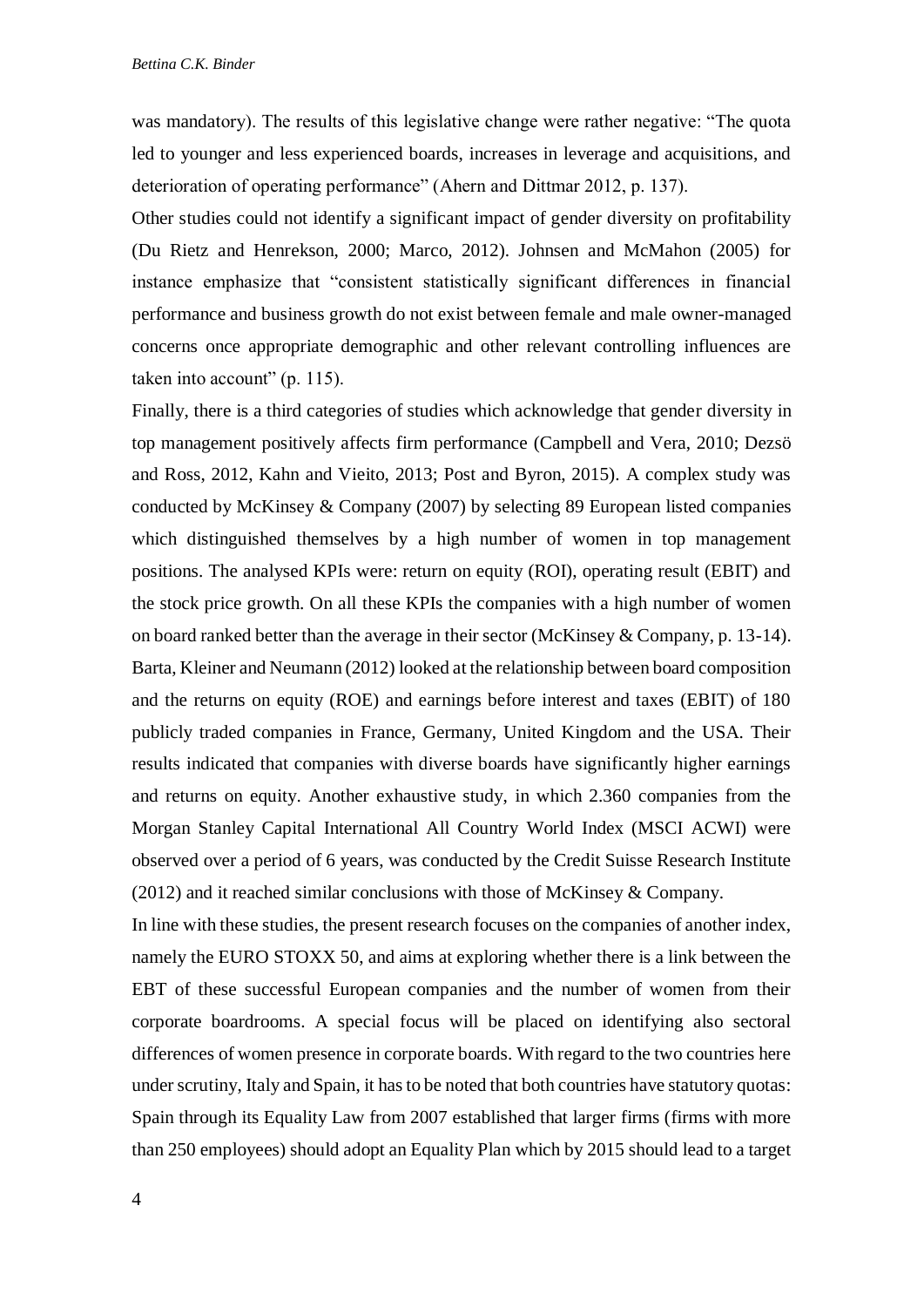was mandatory). The results of this legislative change were rather negative: "The quota led to younger and less experienced boards, increases in leverage and acquisitions, and deterioration of operating performance" (Ahern and Dittmar 2012, p. 137).

Other studies could not identify a significant impact of gender diversity on profitability (Du Rietz and Henrekson, 2000; Marco, 2012). Johnsen and McMahon (2005) for instance emphasize that "consistent statistically significant differences in financial performance and business growth do not exist between female and male owner-managed concerns once appropriate demographic and other relevant controlling influences are taken into account" (p. 115).

Finally, there is a third categories of studies which acknowledge that gender diversity in top management positively affects firm performance (Campbell and Vera, 2010; Dezsö and Ross, 2012, Kahn and Vieito, 2013; Post and Byron, 2015). A complex study was conducted by McKinsey & Company (2007) by selecting 89 European listed companies which distinguished themselves by a high number of women in top management positions. The analysed KPIs were: return on equity (ROI), operating result (EBIT) and the stock price growth. On all these KPIs the companies with a high number of women on board ranked better than the average in their sector (McKinsey & Company, p. 13-14). Barta, Kleiner and Neumann (2012) looked at the relationship between board composition and the returns on equity (ROE) and earnings before interest and taxes (EBIT) of 180 publicly traded companies in France, Germany, United Kingdom and the USA. Their results indicated that companies with diverse boards have significantly higher earnings and returns on equity. Another exhaustive study, in which 2.360 companies from the Morgan Stanley Capital International All Country World Index (MSCI ACWI) were observed over a period of 6 years, was conducted by the Credit Suisse Research Institute (2012) and it reached similar conclusions with those of McKinsey & Company.

In line with these studies, the present research focuses on the companies of another index, namely the EURO STOXX 50, and aims at exploring whether there is a link between the EBT of these successful European companies and the number of women from their corporate boardrooms. A special focus will be placed on identifying also sectoral differences of women presence in corporate boards. With regard to the two countries here under scrutiny, Italy and Spain, it has to be noted that both countries have statutory quotas: Spain through its Equality Law from 2007 established that larger firms (firms with more than 250 employees) should adopt an Equality Plan which by 2015 should lead to a target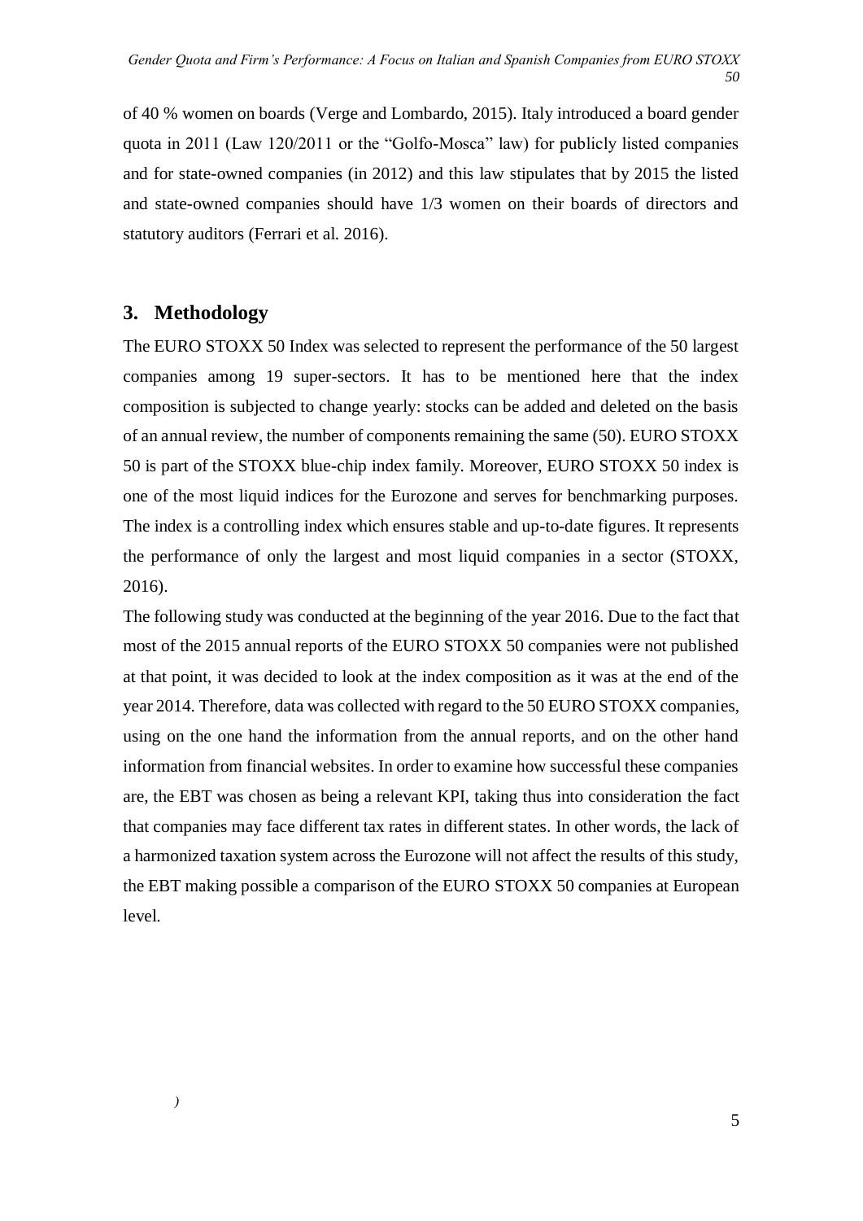of 40 % women on boards (Verge and Lombardo, 2015). Italy introduced a board gender quota in 2011 (Law 120/2011 or the "Golfo-Mosca" law) for publicly listed companies and for state-owned companies (in 2012) and this law stipulates that by 2015 the listed and state-owned companies should have 1/3 women on their boards of directors and statutory auditors (Ferrari et al. 2016).

## 3. Methodology

The EURO STOXX 50 Index was selected to represent the performance of the 50 largest companies among 19 super-sectors. It has to be mentioned here that the index composition is subjected to change yearly: stocks can be added and deleted on the basis of an annual review, the number of components remaining the same (50). EURO STOXX 50 is part of the STOXX blue-chip index family. Moreover, EURO STOXX 50 index is one of the most liquid indices for the Eurozone and serves for benchmarking purposes. The index is a controlling index which ensures stable and up-to-date figures. It represents the performance of only the largest and most liquid companies in a sector (STOXX, 2016).

The following study was conducted at the beginning of the year 2016. Due to the fact that most of the 2015 annual reports of the EURO STOXX 50 companies were not published at that point, it was decided to look at the index composition as it was at the end of the year 2014. Therefore, data was collected with regard to the 50 EURO STOXX companies, using on the one hand the information from the annual reports, and on the other hand information from financial websites. In order to examine how successful these companies are, the EBT was chosen as being a relevant KPI, taking thus into consideration the fact that companies may face different tax rates in different states. In other words, the lack of a harmonized taxation system across the Eurozone will not affect the results of this study, the EBT making possible a comparison of the EURO STOXX 50 companies at European level.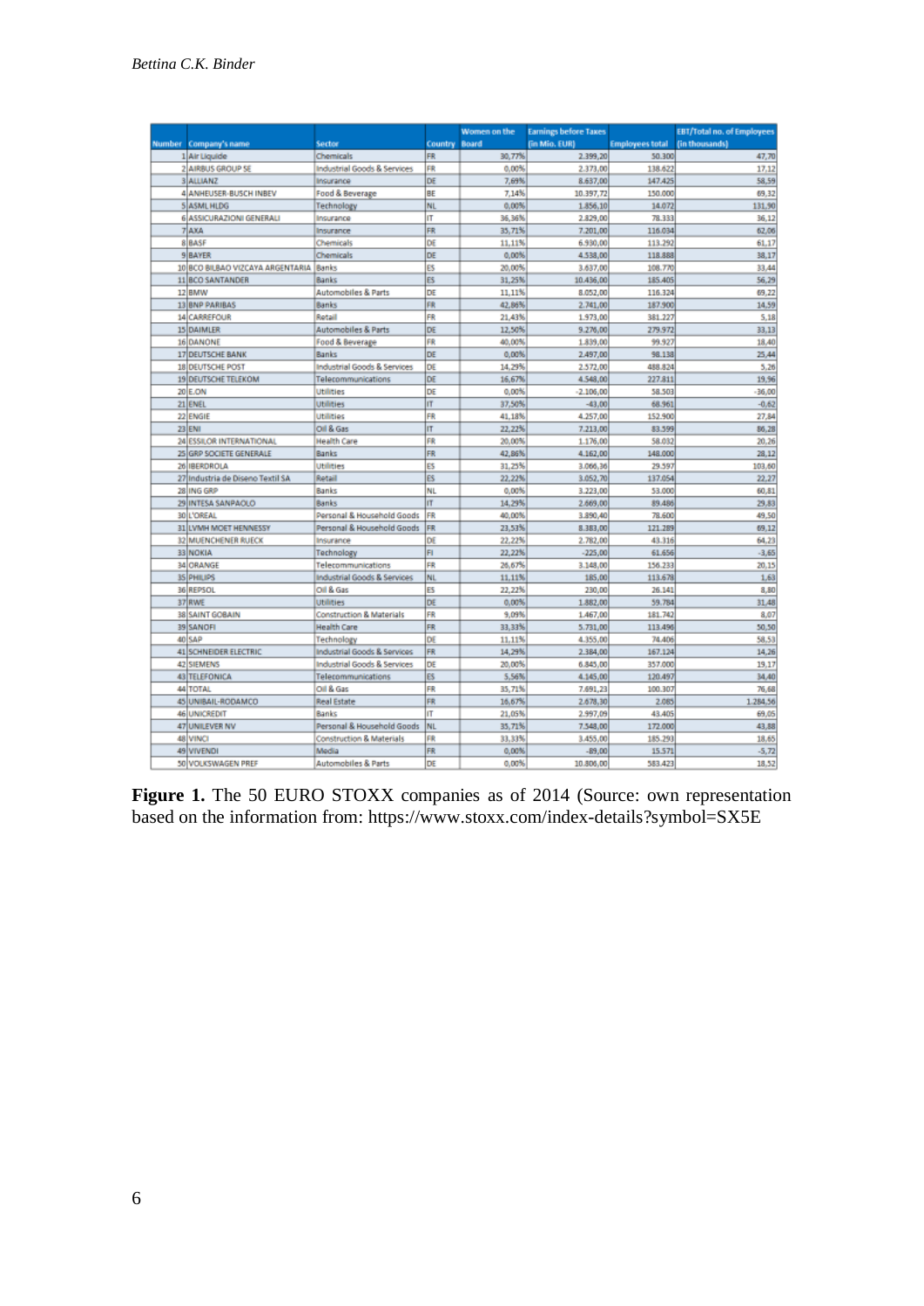| Number | Company's name | Sector | Country | Women on the Board | Earnings before Taxes (in Mio. EUR) | Employees total | EBT/Total no. of Employees (in thousands) |
|---|---|---|---|---|---|---|---|
| 1 | Air Liquide | Chemicals | FR | 30,77% | 2.399,20 | 50.300 | 47,70 |
| 2 | AIRBUS GROUP SE | Industrial Goods & Services | FR | 0,00% | 2.371,00 | 138.622 | 17,12 |
| 3 | ALLIANZ | Insurance | DE | 7,69% | 8.637,00 | 147.425 | 58,59 |
| 4 | ANHEUSER-BUSCH INBEV | Food & Beverage | BE | 7,14% | 10.397,72 | 150.000 | 69,32 |
| 5 | ASML HLDG | Technology | NL | 0,00% | 1.856,10 | 14.072 | 131,90 |
| 6 | ASSICURAZIONI GENERALI | Insurance | IT | 36,36% | 2.829,00 | 78.333 | 36,12 |
| 7 | AXA | Insurance | FR | 35,71% | 7.201,00 | 116.034 | 62,06 |
| 8 | BASF | Chemicals | DE | 11,11% | 6.930,00 | 113.292 | 61,17 |
| 9 | BAYER | Chemicals | DE | 0,00% | 4.538,00 | 118.888 | 38,17 |
| 10 | BCO BILBAO VIZCAYA ARGENTARIA | Banks | ES | 20,00% | 3.637,00 | 108.770 | 33,44 |
| 11 | BCO SANTANDER | Banks | ES | 31,25% | 10.436,00 | 185.405 | 56,29 |
| 12 | BMW | Automobiles & Parts | DE | 11,11% | 8.052,00 | 116.324 | 69,22 |
| 13 | BNP PARIBAS | Banks | FR | 42,86% | 2.741,00 | 187.900 | 14,59 |
| 14 | CARREFOUR | Retail | FR | 21,43% | 1.973,00 | 381.227 | 5,18 |
| 15 | DAIMLER | Automobiles & Parts | DE | 12,50% | 9.276,00 | 279.972 | 33,13 |
| 16 | DANONE | Food & Beverage | FR | 40,00% | 1.839,00 | 99.927 | 18,40 |
| 17 | DEUTSCHE BANK | Banks | DE | 0,00% | 2.497,00 | 98.138 | 25,44 |
| 18 | DEUTSCHE POST | Industrial Goods & Services | DE | 14,29% | 2.572,00 | 488.824 | 5,26 |
| 19 | DEUTSCHE TELEKOM | Telecommunications | DE | 16,67% | 4.548,00 | 227.811 | 19,96 |
| 20 | E.ON | Utilities | DE | 0,00% | -2.106,00 | 58.503 | -36,00 |
| 21 | ENEL | Utilities | IT | 37,50% | -43,00 | 68.961 | -0,62 |
| 22 | ENGIE | Utilities | FR | 41,18% | 4.257,00 | 152.900 | 27,84 |
| 23 | ENI | Oil & Gas | IT | 22,22% | 7.213,00 | 83.599 | 86,28 |
| 24 | ESSILOR INTERNATIONAL | Health Care | FR | 20,00% | 1.176,00 | 58.032 | 20,26 |
| 25 | GRP SOCIETE GENERALE | Banks | FR | 42,86% | 4.162,00 | 148.000 | 28,12 |
| 26 | IBERDROLA | Utilities | ES | 31,25% | 3.066,36 | 29.597 | 103,60 |
| 27 | Industria de Diseno Textil SA | Retail | ES | 22,22% | 3.052,70 | 137.054 | 22,27 |
| 28 | ING GRP | Banks | NL | 0,00% | 3.223,00 | 53.000 | 60,81 |
| 29 | INTESA SANPAOLO | Banks | IT | 14,29% | 2.669,00 | 89.486 | 29,83 |
| 30 | L'OREAL | Personal & Household Goods | FR | 40,00% | 3.890,40 | 78.600 | 49,50 |
| 31 | LVMH MOET HENNESSY | Personal & Household Goods | FR | 23,53% | 8.383,00 | 121.289 | 69,12 |
| 32 | MUENCHENER RUECK | Insurance | DE | 22,22% | 2.782,00 | 43.316 | 64,23 |
| 33 | NOKIA | Technology | FI | 22,22% | -225,00 | 61.656 | -3,65 |
| 34 | ORANGE | Telecommunications | FR | 26,67% | 3.148,00 | 156.233 | 20,15 |
| 35 | PHILIPS | Industrial Goods & Services | NL | 11,11% | 185,00 | 113.678 | 1,63 |
| 36 | REPSOL | Oil & Gas | ES | 22,22% | 230,00 | 26.141 | 8,80 |
| 37 | RWE | Utilities | DE | 0,00% | 1.882,00 | 59.784 | 31,48 |
| 38 | SAINT GOBAIN | Construction & Materials | FR | 9,09% | 1.467,00 | 181.742 | 8,07 |
| 39 | SANOFI | Health Care | FR | 33,33% | 5.731,00 | 113.496 | 50,50 |
| 40 | SAP | Technology | DE | 11,11% | 4.355,00 | 74.406 | 58,53 |
| 41 | SCHNEIDER ELECTRIC | Industrial Goods & Services | FR | 14,29% | 2.384,00 | 167.124 | 14,26 |
| 42 | SIEMENS | Industrial Goods & Services | DE | 20,00% | 6.845,00 | 357.000 | 19,17 |
| 43 | TELEFONICA | Telecommunications | ES | 5,56% | 4.145,00 | 120.497 | 34,40 |
| 44 | TOTAL | Oil & Gas | FR | 35,71% | 7.691,23 | 100.307 | 76,68 |
| 45 | UNIBAIL-RODAMCO | Real Estate | FR | 16,67% | 2.678,30 | 2.085 | 1.284,56 |
| 46 | UNICREDIT | Banks | IT | 21,05% | 2.997,09 | 43.405 | 69,05 |
| 47 | UNILEVER NV | Personal & Household Goods | NL | 35,71% | 7.548,00 | 172.000 | 43,88 |
| 48 | VINCI | Construction & Materials | FR | 33,33% | 3.455,00 | 185.293 | 18,65 |
| 49 | VIVENDI | Media | FR | 0,00% | -89,00 | 15.571 | -5,72 |
| 50 | VOLKSWAGEN PREF | Automobiles & Parts | DE | 0,00% | 10.806,00 | 583.423 | 18,52 |

**Figure 1.** The 50 EURO STOXX companies as of 2014 (Source: own representation based on the information from: https://www.stoxx.com/index-details?symbol=SX5E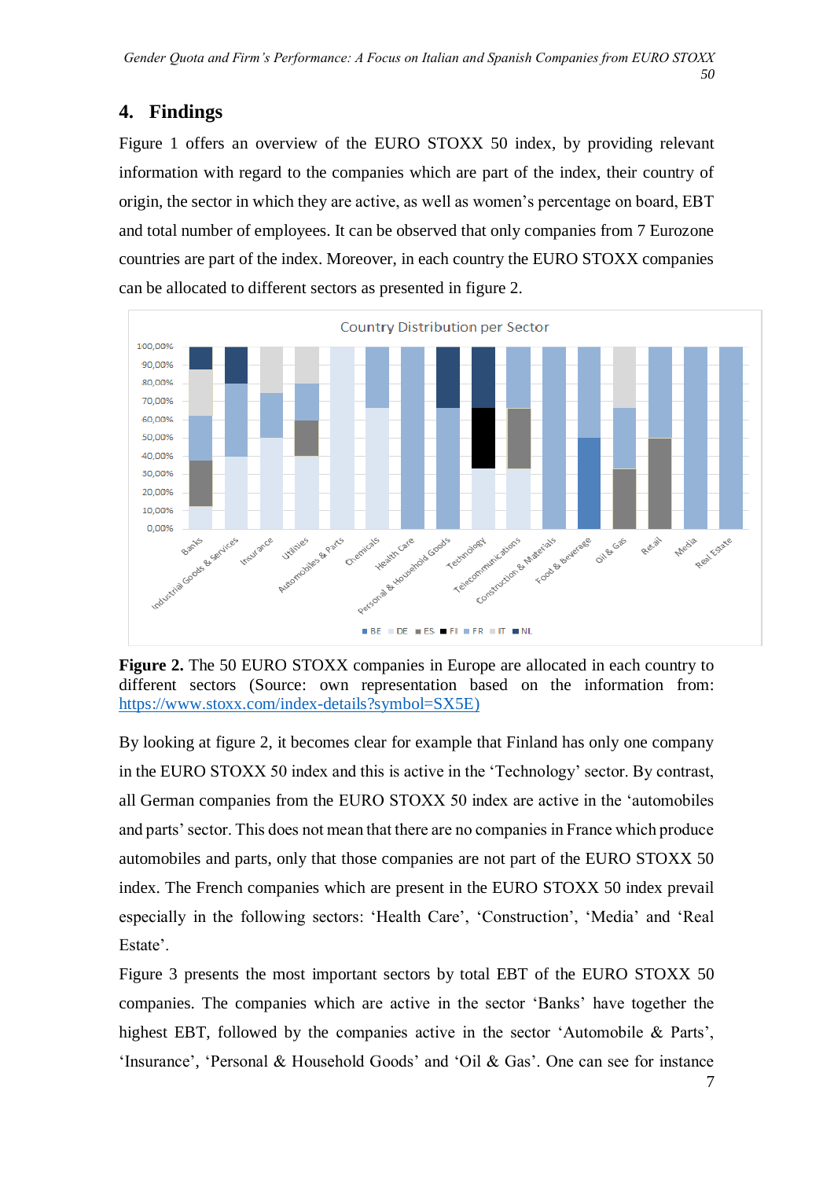## 4. Findings

Figure 1 offers an overview of the EURO STOXX 50 index, by providing relevant information with regard to the companies which are part of the index, their country of origin, the sector in which they are active, as well as women's percentage on board, EBT and total number of employees. It can be observed that only companies from 7 Eurozone countries are part of the index. Moreover, in each country the EURO STOXX companies can be allocated to different sectors as presented in figure 2.

**Figure 2.** The 50 EURO STOXX companies in Europe are allocated in each country to different sectors (Source: own representation based on the information from: https://www.stoxx.com/index-details?symbol=SX5E)

By looking at figure 2, it becomes clear for example that Finland has only one company in the EURO STOXX 50 index and this is active in the 'Technology' sector. By contrast, all German companies from the EURO STOXX 50 index are active in the 'automobiles and parts' sector. This does not mean that there are no companies in France which produce automobiles and parts, only that those companies are not part of the EURO STOXX 50 index. The French companies which are present in the EURO STOXX 50 index prevail especially in the following sectors: 'Health Care', 'Construction', 'Media' and 'Real Estate'.

Figure 3 presents the most important sectors by total EBT of the EURO STOXX 50 companies. The companies which are active in the sector 'Banks' have together the highest EBT, followed by the companies active in the sector 'Automobile & Parts', 'Insurance', 'Personal & Household Goods' and 'Oil & Gas'. One can see for instance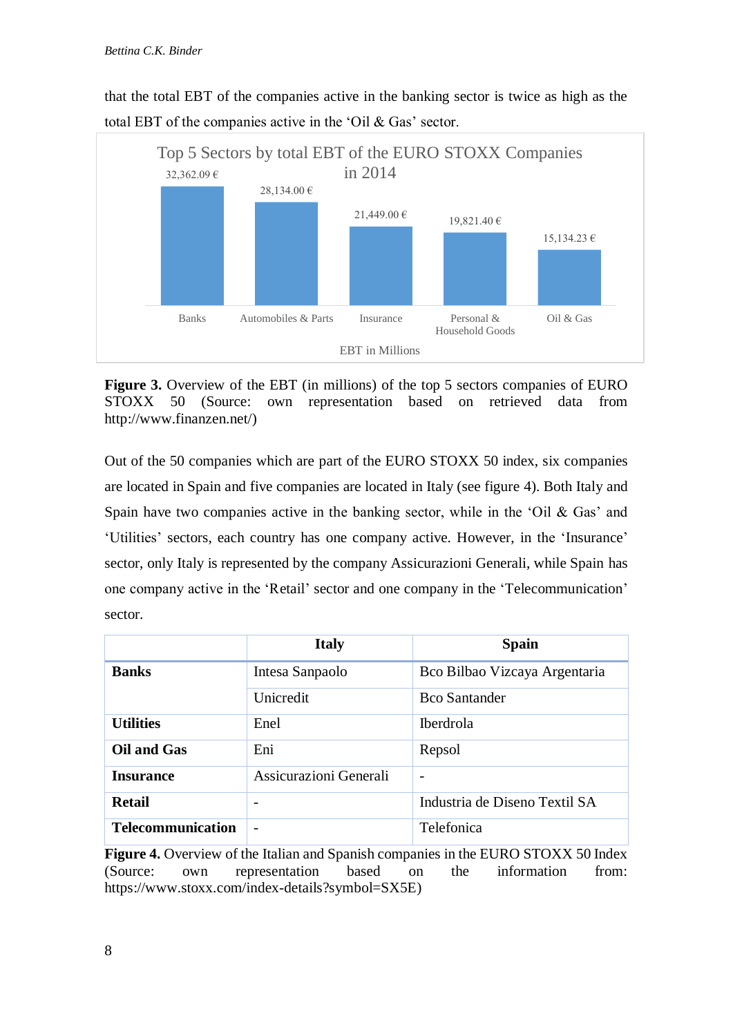that the total EBT of the companies active in the banking sector is twice as high as the total EBT of the companies active in the 'Oil & Gas' sector.

**Top 5 Sectors by total EBT of the EURO STOXX Companies in 2014**

| Sector | EBT in Millions |
|---|---|
| Banks | 32,362.09 € |
| Automobiles & Parts | 28,134.00 € |
| Insurance | 21,449.00 € |
| Personal & Household Goods | 19,821.40 € |
| Oil & Gas | 15,134.23 € |

**Figure 3.** Overview of the EBT (in millions) of the top 5 sectors companies of EURO STOXX 50 (Source: own representation based on retrieved data from http://www.finanzen.net/)

Out of the 50 companies which are part of the EURO STOXX 50 index, six companies are located in Spain and five companies are located in Italy (see figure 4). Both Italy and Spain have two companies active in the banking sector, while in the 'Oil & Gas' and 'Utilities' sectors, each country has one company active. However, in the 'Insurance' sector, only Italy is represented by the company Assicurazioni Generali, while Spain has one company active in the 'Retail' sector and one company in the 'Telecommunication' sector.

| | **Italy** | **Spain** |
|---|---|---|
| **Banks** | Intesa Sanpaolo | Bco Bilbao Vizcaya Argentaria |
| | Unicredit | Bco Santander |
| **Utilities** | Enel | Iberdrola |
| **Oil and Gas** | Eni | Repsol |
| **Insurance** | Assicurazioni Generali | - |
| **Retail** | - | Industria de Diseno Textil SA |
| **Telecommunication** | - | Telefonica |

**Figure 4.** Overview of the Italian and Spanish companies in the EURO STOXX 50 Index (Source: own representation based on the information from: https://www.stoxx.com/index-details?symbol=SX5E)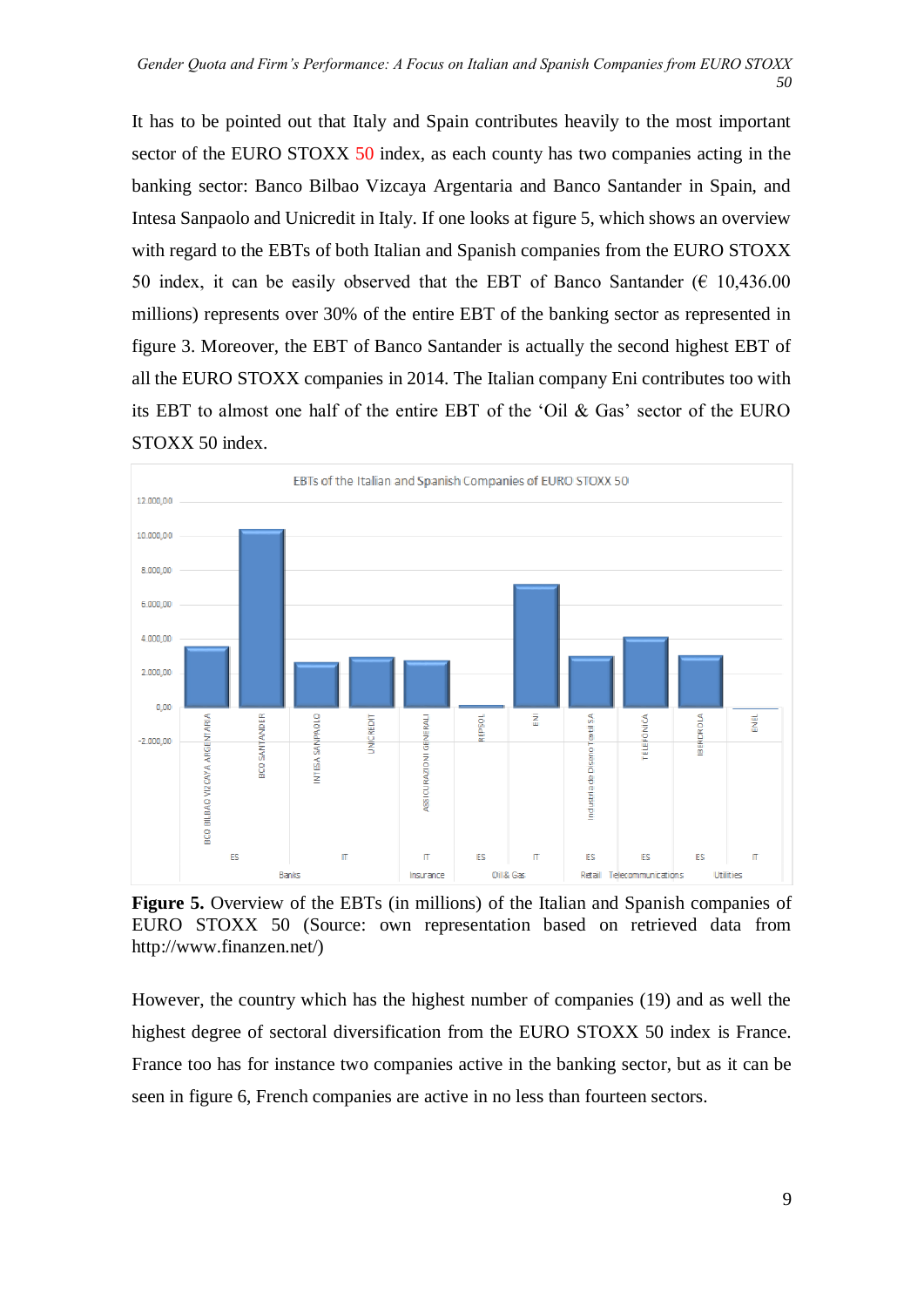It has to be pointed out that Italy and Spain contributes heavily to the most important sector of the EURO STOXX 50 index, as each county has two companies acting in the banking sector: Banco Bilbao Vizcaya Argentaria and Banco Santander in Spain, and Intesa Sanpaolo and Unicredit in Italy. If one looks at figure 5, which shows an overview with regard to the EBTs of both Italian and Spanish companies from the EURO STOXX 50 index, it can be easily observed that the EBT of Banco Santander (€ 10,436.00 millions) represents over 30% of the entire EBT of the banking sector as represented in figure 3. Moreover, the EBT of Banco Santander is actually the second highest EBT of all the EURO STOXX companies in 2014. The Italian company Eni contributes too with its EBT to almost one half of the entire EBT of the 'Oil & Gas' sector of the EURO STOXX 50 index.

**Figure 5.** Overview of the EBTs (in millions) of the Italian and Spanish companies of EURO STOXX 50 (Source: own representation based on retrieved data from http://www.finanzen.net/)

However, the country which has the highest number of companies (19) and as well the highest degree of sectoral diversification from the EURO STOXX 50 index is France. France too has for instance two companies active in the banking sector, but as it can be seen in figure 6, French companies are active in no less than fourteen sectors.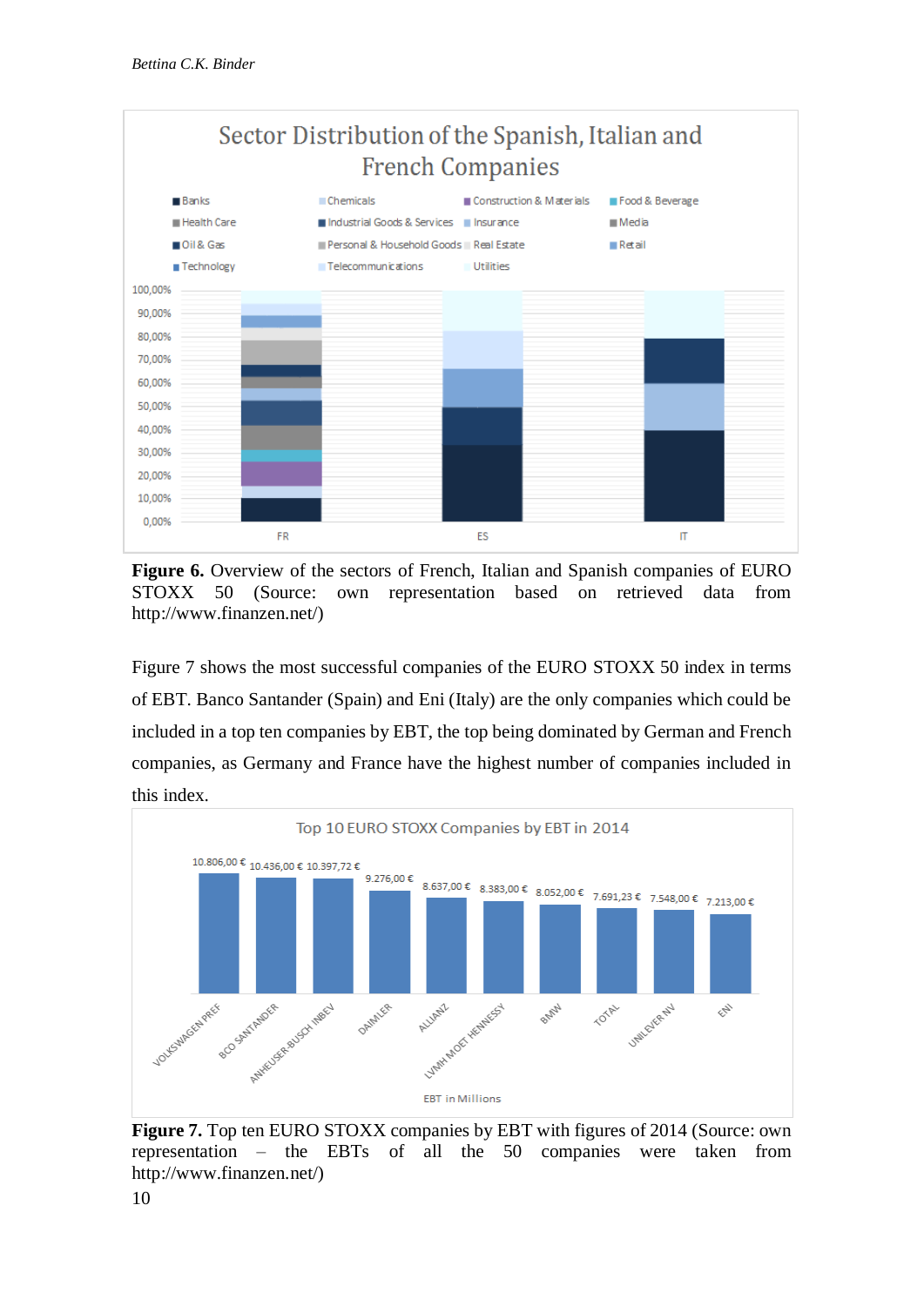**Figure 6.** Overview of the sectors of French, Italian and Spanish companies of EURO STOXX 50 (Source: own representation based on retrieved data from http://www.finanzen.net/)

Figure 7 shows the most successful companies of the EURO STOXX 50 index in terms of EBT. Banco Santander (Spain) and Eni (Italy) are the only companies which could be included in a top ten companies by EBT, the top being dominated by German and French companies, as Germany and France have the highest number of companies included in this index.

**Figure 7.** Top ten EURO STOXX companies by EBT with figures of 2014 (Source: own representation – the EBTs of all the 50 companies were taken from http://www.finanzen.net/)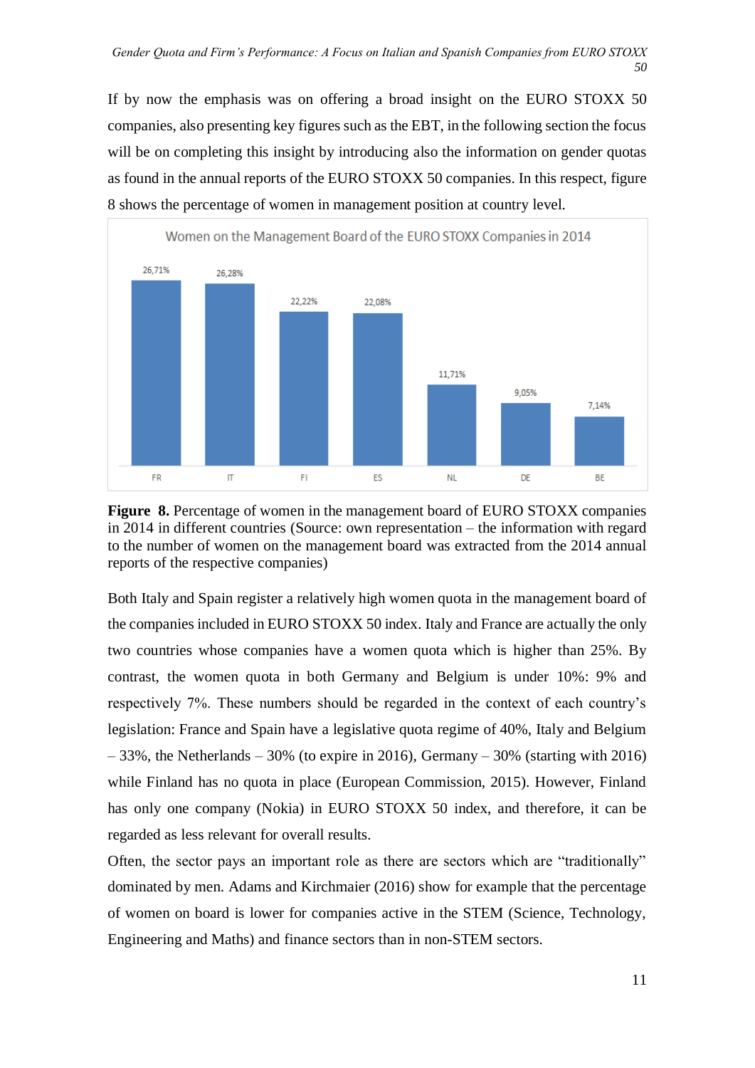If by now the emphasis was on offering a broad insight on the EURO STOXX 50 companies, also presenting key figures such as the EBT, in the following section the focus will be on completing this insight by introducing also the information on gender quotas as found in the annual reports of the EURO STOXX 50 companies. In this respect, figure 8 shows the percentage of women in management position at country level.

Women on the Management Board of the EURO STOXX Companies in 2014

| FR | IT | FI | ES | NL | DE | BE |
|---|---|---|---|---|---|---|
| 26,71% | 26,28% | 22,22% | 22,08% | 11,71% | 9,05% | 7,14% |

**Figure 8.** Percentage of women in the management board of EURO STOXX companies in 2014 in different countries (Source: own representation – the information with regard to the number of women on the management board was extracted from the 2014 annual reports of the respective companies)

Both Italy and Spain register a relatively high women quota in the management board of the companies included in EURO STOXX 50 index. Italy and France are actually the only two countries whose companies have a women quota which is higher than 25%. By contrast, the women quota in both Germany and Belgium is under 10%: 9% and respectively 7%. These numbers should be regarded in the context of each country's legislation: France and Spain have a legislative quota regime of 40%, Italy and Belgium – 33%, the Netherlands – 30% (to expire in 2016), Germany – 30% (starting with 2016) while Finland has no quota in place (European Commission, 2015). However, Finland has only one company (Nokia) in EURO STOXX 50 index, and therefore, it can be regarded as less relevant for overall results.

Often, the sector pays an important role as there are sectors which are "traditionally" dominated by men. Adams and Kirchmaier (2016) show for example that the percentage of women on board is lower for companies active in the STEM (Science, Technology, Engineering and Maths) and finance sectors than in non-STEM sectors.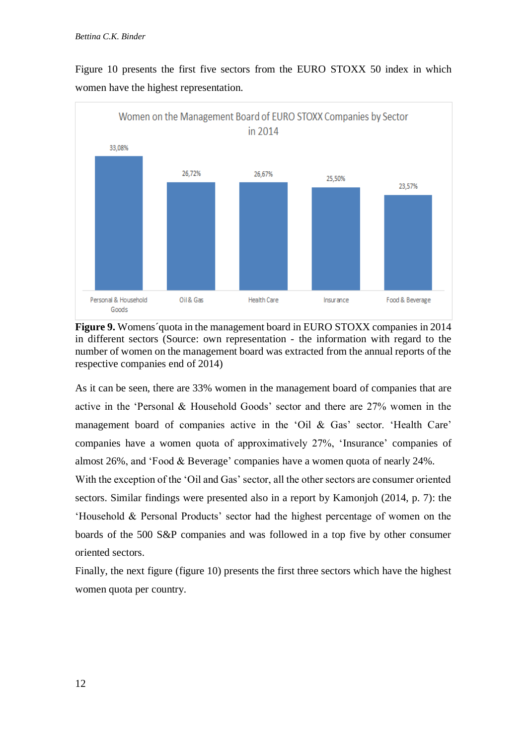Figure 10 presents the first five sectors from the EURO STOXX 50 index in which women have the highest representation.

Women on the Management Board of EURO STOXX Companies by Sector in 2014

| Sector | Women on the Management Board |
| --- | --- |
| Personal & Household Goods | 33,08% |
| Oil & Gas | 26,72% |
| Health Care | 26,67% |
| Insurance | 25,50% |
| Food & Beverage | 23,57% |

**Figure 9.** Womens´quota in the management board in EURO STOXX companies in 2014 in different sectors (Source: own representation - the information with regard to the number of women on the management board was extracted from the annual reports of the respective companies end of 2014)

As it can be seen, there are 33% women in the management board of companies that are active in the 'Personal & Household Goods' sector and there are 27% women in the management board of companies active in the 'Oil & Gas' sector. 'Health Care' companies have a women quota of approximatively 27%, 'Insurance' companies of almost 26%, and 'Food & Beverage' companies have a women quota of nearly 24%.

With the exception of the 'Oil and Gas' sector, all the other sectors are consumer oriented sectors. Similar findings were presented also in a report by Kamonjoh (2014, p. 7): the 'Household & Personal Products' sector had the highest percentage of women on the boards of the 500 S&P companies and was followed in a top five by other consumer oriented sectors.

Finally, the next figure (figure 10) presents the first three sectors which have the highest women quota per country.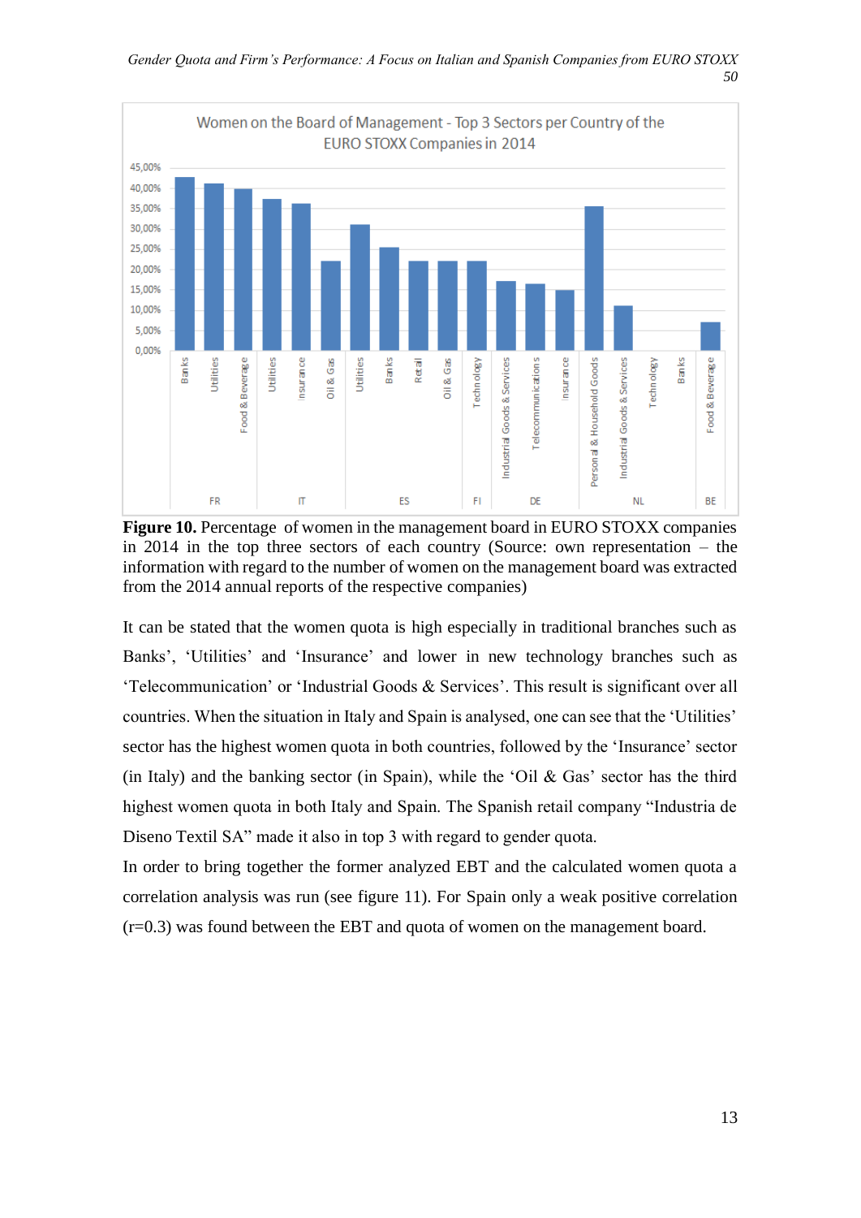**Figure 10.** Percentage of women in the management board in EURO STOXX companies in 2014 in the top three sectors of each country (Source: own representation – the information with regard to the number of women on the management board was extracted from the 2014 annual reports of the respective companies)

It can be stated that the women quota is high especially in traditional branches such as Banks', 'Utilities' and 'Insurance' and lower in new technology branches such as 'Telecommunication' or 'Industrial Goods & Services'. This result is significant over all countries. When the situation in Italy and Spain is analysed, one can see that the 'Utilities' sector has the highest women quota in both countries, followed by the 'Insurance' sector (in Italy) and the banking sector (in Spain), while the 'Oil & Gas' sector has the third highest women quota in both Italy and Spain. The Spanish retail company "Industria de Diseno Textil SA" made it also in top 3 with regard to gender quota.

In order to bring together the former analyzed EBT and the calculated women quota a correlation analysis was run (see figure 11). For Spain only a weak positive correlation (r=0.3) was found between the EBT and quota of women on the management board.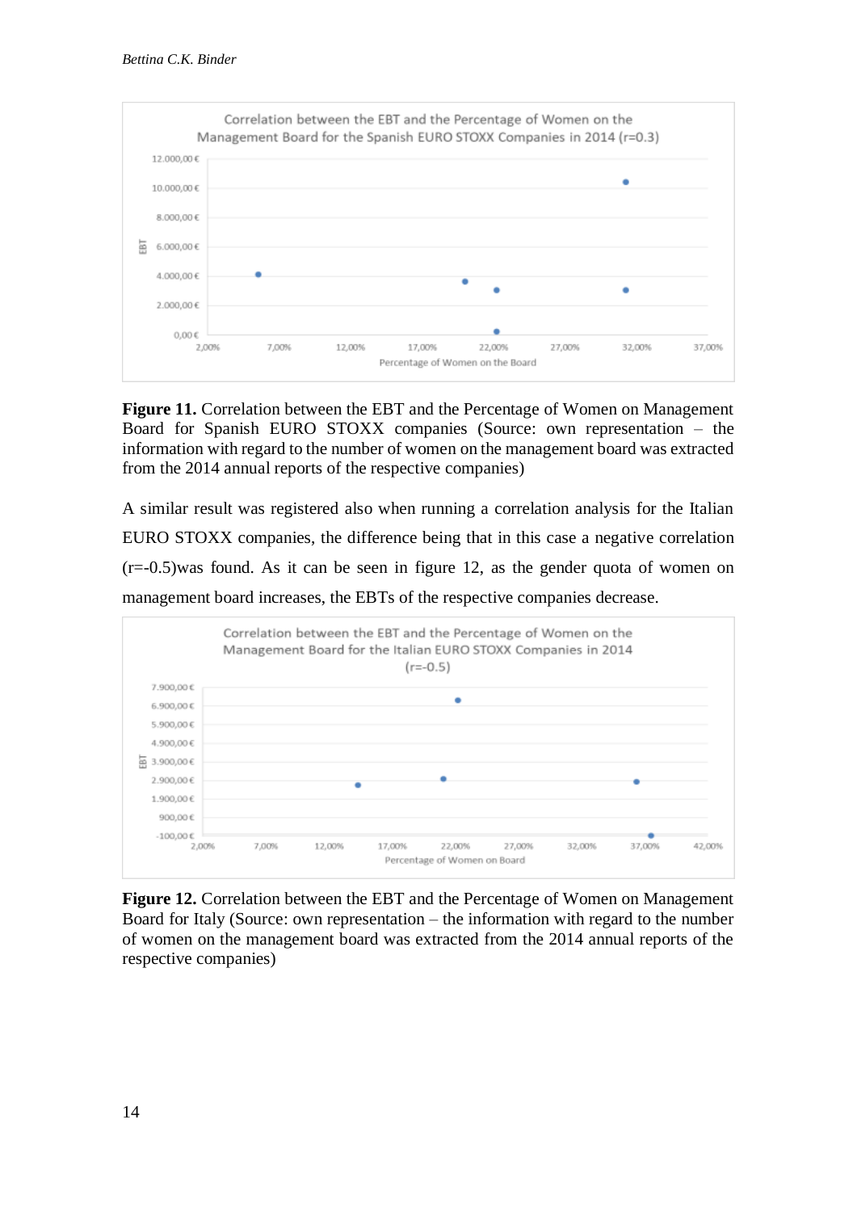**Figure 11.** Correlation between the EBT and the Percentage of Women on Management Board for Spanish EURO STOXX companies (Source: own representation – the information with regard to the number of women on the management board was extracted from the 2014 annual reports of the respective companies)

A similar result was registered also when running a correlation analysis for the Italian EURO STOXX companies, the difference being that in this case a negative correlation (r=-0.5)was found. As it can be seen in figure 12, as the gender quota of women on management board increases, the EBTs of the respective companies decrease.

**Figure 12.** Correlation between the EBT and the Percentage of Women on Management Board for Italy (Source: own representation – the information with regard to the number of women on the management board was extracted from the 2014 annual reports of the respective companies)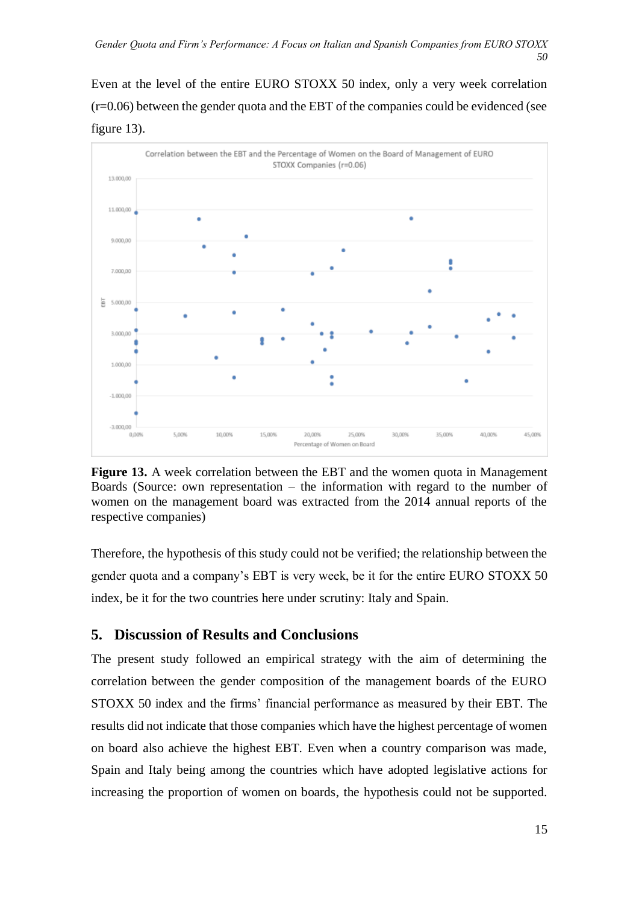Even at the level of the entire EURO STOXX 50 index, only a very week correlation (r=0.06) between the gender quota and the EBT of the companies could be evidenced (see figure 13).

**Figure 13.** A week correlation between the EBT and the women quota in Management Boards (Source: own representation – the information with regard to the number of women on the management board was extracted from the 2014 annual reports of the respective companies)

Therefore, the hypothesis of this study could not be verified; the relationship between the gender quota and a company's EBT is very week, be it for the entire EURO STOXX 50 index, be it for the two countries here under scrutiny: Italy and Spain.

## 5. Discussion of Results and Conclusions

The present study followed an empirical strategy with the aim of determining the correlation between the gender composition of the management boards of the EURO STOXX 50 index and the firms' financial performance as measured by their EBT. The results did not indicate that those companies which have the highest percentage of women on board also achieve the highest EBT. Even when a country comparison was made, Spain and Italy being among the countries which have adopted legislative actions for increasing the proportion of women on boards, the hypothesis could not be supported.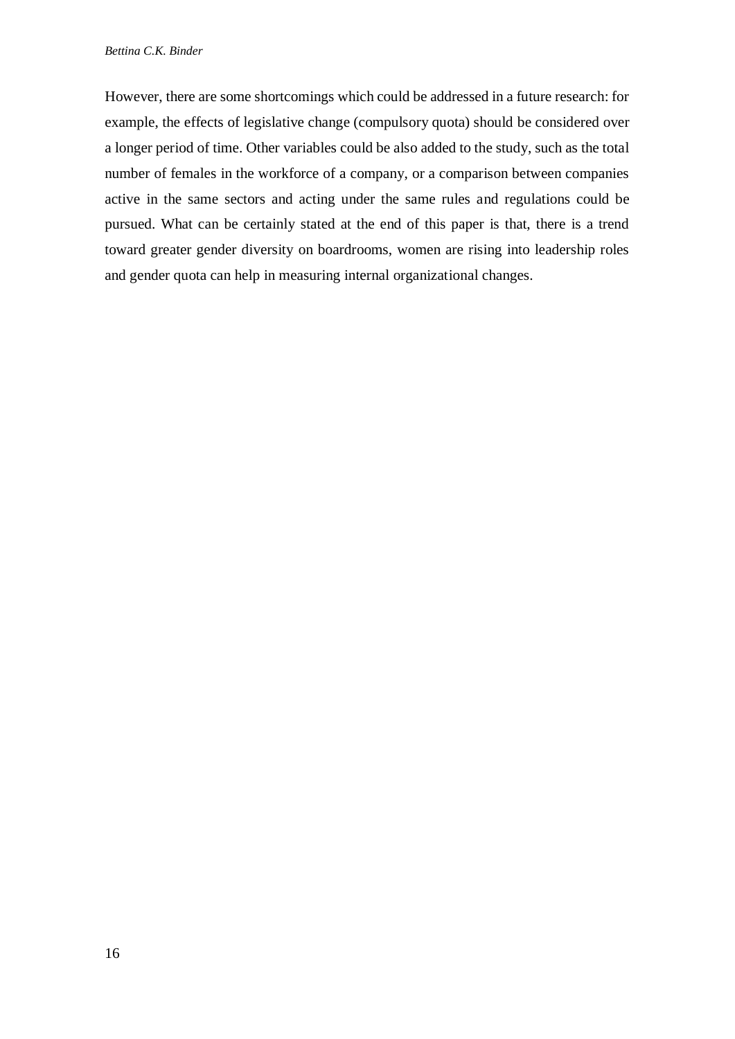However, there are some shortcomings which could be addressed in a future research: for example, the effects of legislative change (compulsory quota) should be considered over a longer period of time. Other variables could be also added to the study, such as the total number of females in the workforce of a company, or a comparison between companies active in the same sectors and acting under the same rules and regulations could be pursued. What can be certainly stated at the end of this paper is that, there is a trend toward greater gender diversity on boardrooms, women are rising into leadership roles and gender quota can help in measuring internal organizational changes.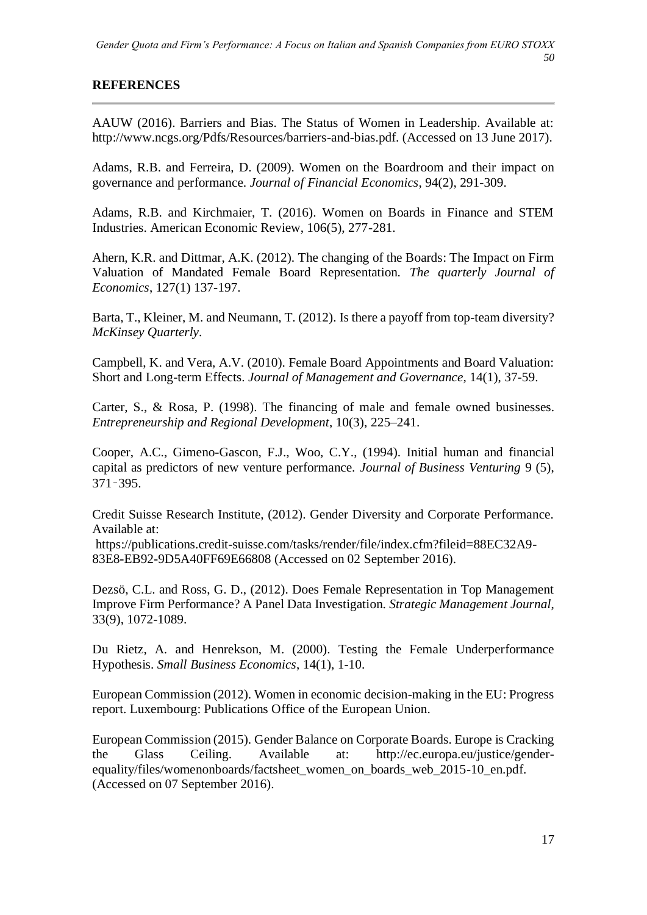## REFERENCES

AAUW (2016). Barriers and Bias. The Status of Women in Leadership. Available at: http://www.ncgs.org/Pdfs/Resources/barriers-and-bias.pdf. (Accessed on 13 June 2017).

Adams, R.B. and Ferreira, D. (2009). Women on the Boardroom and their impact on governance and performance. *Journal of Financial Economics*, 94(2), 291-309.

Adams, R.B. and Kirchmaier, T. (2016). Women on Boards in Finance and STEM Industries. American Economic Review, 106(5), 277-281.

Ahern, K.R. and Dittmar, A.K. (2012). The changing of the Boards: The Impact on Firm Valuation of Mandated Female Board Representation. *The quarterly Journal of Economics*, 127(1) 137-197.

Barta, T., Kleiner, M. and Neumann, T. (2012). Is there a payoff from top-team diversity? *McKinsey Quarterly*.

Campbell, K. and Vera, A.V. (2010). Female Board Appointments and Board Valuation: Short and Long-term Effects. *Journal of Management and Governance*, 14(1), 37-59.

Carter, S., & Rosa, P. (1998). The financing of male and female owned businesses. *Entrepreneurship and Regional Development*, 10(3), 225–241.

Cooper, A.C., Gimeno-Gascon, F.J., Woo, C.Y., (1994). Initial human and financial capital as predictors of new venture performance. *Journal of Business Venturing* 9 (5), 371-395.

Credit Suisse Research Institute, (2012). Gender Diversity and Corporate Performance. Available at:
https://publications.credit-suisse.com/tasks/render/file/index.cfm?fileid=88EC32A9-83E8-EB92-9D5A40FF69E66808 (Accessed on 02 September 2016).

Dezsö, C.L. and Ross, G. D., (2012). Does Female Representation in Top Management Improve Firm Performance? A Panel Data Investigation. *Strategic Management Journal*, 33(9), 1072-1089.

Du Rietz, A. and Henrekson, M. (2000). Testing the Female Underperformance Hypothesis. *Small Business Economics*, 14(1), 1-10.

European Commission (2012). Women in economic decision-making in the EU: Progress report. Luxembourg: Publications Office of the European Union.

European Commission (2015). Gender Balance on Corporate Boards. Europe is Cracking the Glass Ceiling. Available at: http://ec.europa.eu/justice/gender-equality/files/womenonboards/factsheet_women_on_boards_web_2015-10_en.pdf. (Accessed on 07 September 2016).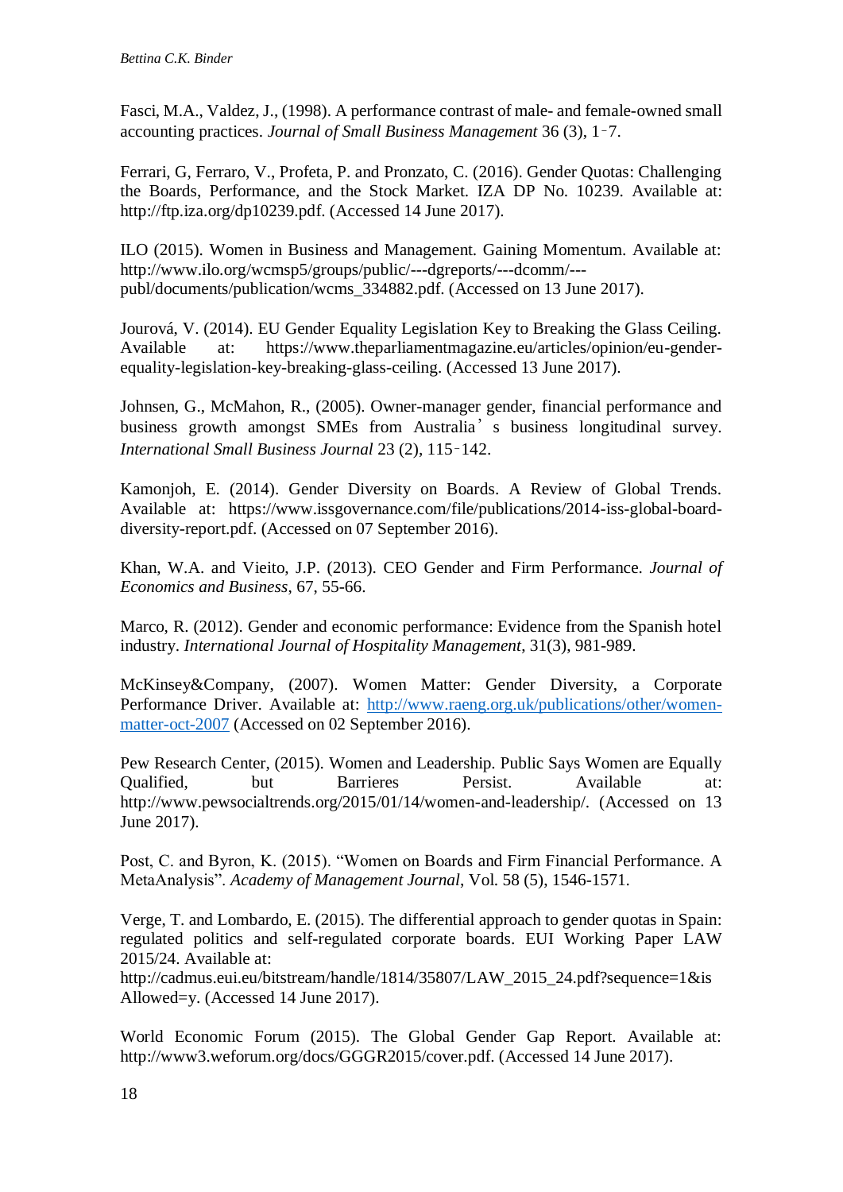Fasci, M.A., Valdez, J., (1998). A performance contrast of male- and female-owned small accounting practices. *Journal of Small Business Management* 36 (3), 1–7.

Ferrari, G, Ferraro, V., Profeta, P. and Pronzato, C. (2016). Gender Quotas: Challenging the Boards, Performance, and the Stock Market. IZA DP No. 10239. Available at: http://ftp.iza.org/dp10239.pdf. (Accessed 14 June 2017).

ILO (2015). Women in Business and Management. Gaining Momentum. Available at: http://www.ilo.org/wcmsp5/groups/public/---dgreports/---dcomm/---publ/documents/publication/wcms_334882.pdf. (Accessed on 13 June 2017).

Jourová, V. (2014). EU Gender Equality Legislation Key to Breaking the Glass Ceiling. Available at: https://www.theparliamentmagazine.eu/articles/opinion/eu-gender-equality-legislation-key-breaking-glass-ceiling. (Accessed 13 June 2017).

Johnsen, G., McMahon, R., (2005). Owner-manager gender, financial performance and business growth amongst SMEs from Australia's business longitudinal survey. *International Small Business Journal* 23 (2), 115–142.

Kamonjoh, E. (2014). Gender Diversity on Boards. A Review of Global Trends. Available at: https://www.issgovernance.com/file/publications/2014-iss-global-board-diversity-report.pdf. (Accessed on 07 September 2016).

Khan, W.A. and Vieito, J.P. (2013). CEO Gender and Firm Performance. *Journal of Economics and Business*, 67, 55-66.

Marco, R. (2012). Gender and economic performance: Evidence from the Spanish hotel industry. *International Journal of Hospitality Management*, 31(3), 981-989.

McKinsey&Company, (2007). Women Matter: Gender Diversity, a Corporate Performance Driver. Available at: [http://www.raeng.org.uk/publications/other/women-matter-oct-2007](http://www.raeng.org.uk/publications/other/women-matter-oct-2007) (Accessed on 02 September 2016).

Pew Research Center, (2015). Women and Leadership. Public Says Women are Equally Qualified, but Barrieres Persist. Available at: http://www.pewsocialtrends.org/2015/01/14/women-and-leadership/. (Accessed on 13 June 2017).

Post, C. and Byron, K. (2015). "Women on Boards and Firm Financial Performance. A MetaAnalysis". *Academy of Management Journal*, Vol. 58 (5), 1546-1571.

Verge, T. and Lombardo, E. (2015). The differential approach to gender quotas in Spain: regulated politics and self-regulated corporate boards. EUI Working Paper LAW 2015/24. Available at: http://cadmus.eui.eu/bitstream/handle/1814/35807/LAW_2015_24.pdf?sequence=1&isAllowed=y. (Accessed 14 June 2017).

World Economic Forum (2015). The Global Gender Gap Report. Available at: http://www3.weforum.org/docs/GGGR2015/cover.pdf. (Accessed 14 June 2017).